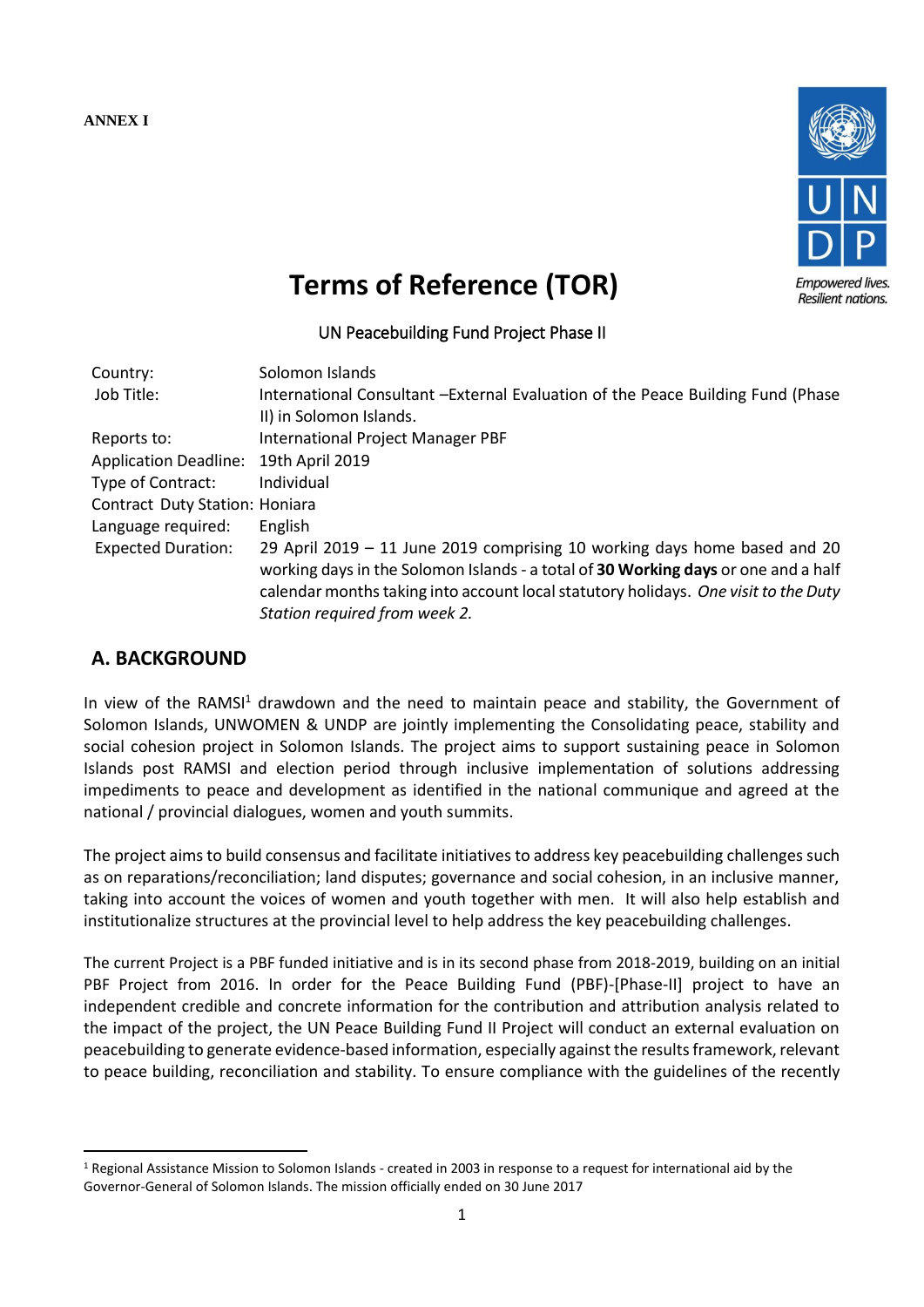**ANNEX I**

# Terms of Reference (TOR)

UN Peacebuilding Fund Project Phase II

| | |
|---|---|
| Country: | Solomon Islands |
| Job Title: | International Consultant –External Evaluation of the Peace Building Fund (Phase II) in Solomon Islands. |
| Reports to: | International Project Manager PBF |
| Application Deadline: | 19th April 2019 |
| Type of Contract: | Individual |
| Contract Duty Station: | Honiara |
| Language required: | English |
| Expected Duration: | 29 April 2019 – 11 June 2019 comprising 10 working days home based and 20 working days in the Solomon Islands - a total of **30 Working days** or one and a half calendar months taking into account local statutory holidays. *One visit to the Duty Station required from week 2.* |

## A. BACKGROUND

In view of the RAMSI[1] drawdown and the need to maintain peace and stability, the Government of Solomon Islands, UNWOMEN & UNDP are jointly implementing the Consolidating peace, stability and social cohesion project in Solomon Islands. The project aims to support sustaining peace in Solomon Islands post RAMSI and election period through inclusive implementation of solutions addressing impediments to peace and development as identified in the national communique and agreed at the national / provincial dialogues, women and youth summits.

The project aims to build consensus and facilitate initiatives to address key peacebuilding challenges such as on reparations/reconciliation; land disputes; governance and social cohesion, in an inclusive manner, taking into account the voices of women and youth together with men. It will also help establish and institutionalize structures at the provincial level to help address the key peacebuilding challenges.

The current Project is a PBF funded initiative and is in its second phase from 2018-2019, building on an initial PBF Project from 2016. In order for the Peace Building Fund (PBF)-[Phase-II] project to have an independent credible and concrete information for the contribution and attribution analysis related to the impact of the project, the UN Peace Building Fund II Project will conduct an external evaluation on peacebuilding to generate evidence-based information, especially against the results framework, relevant to peace building, reconciliation and stability. To ensure compliance with the guidelines of the recently

[1] Regional Assistance Mission to Solomon Islands - created in 2003 in response to a request for international aid by the Governor-General of Solomon Islands. The mission officially ended on 30 June 2017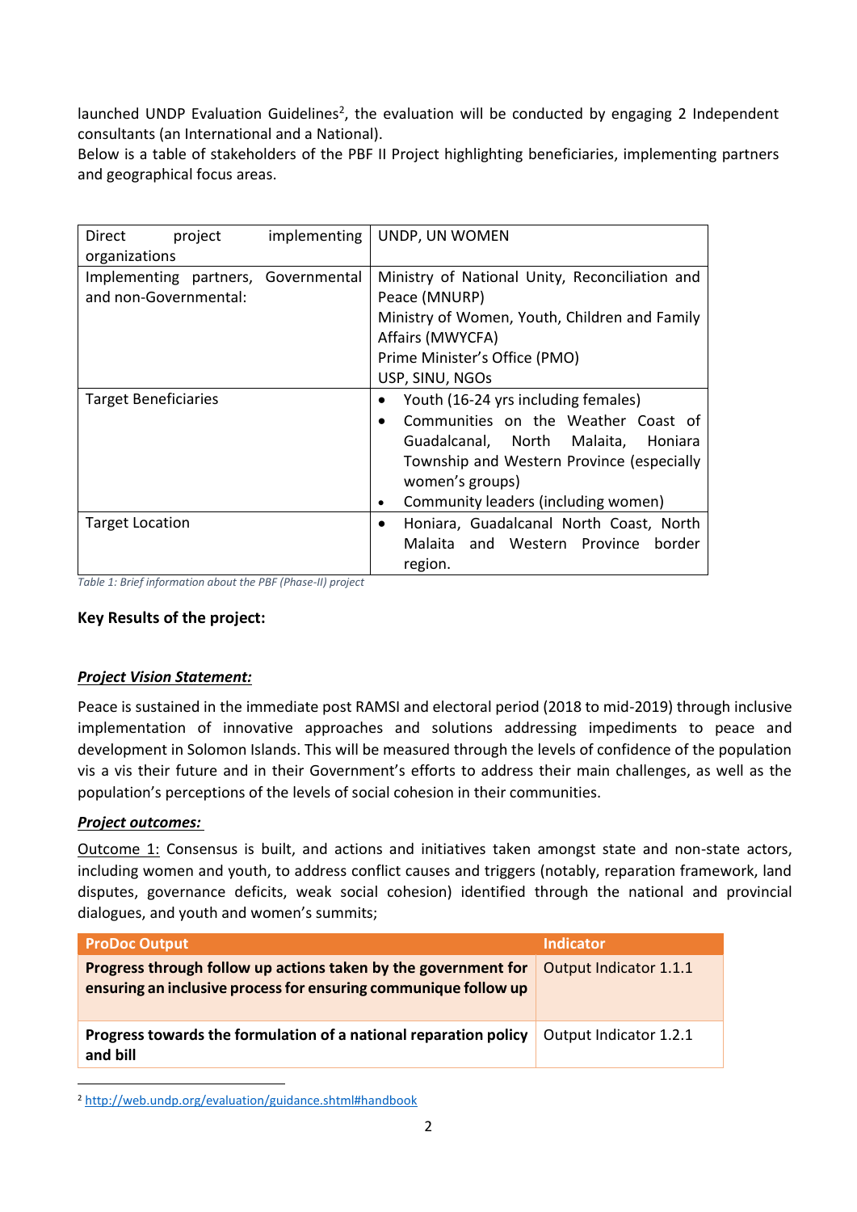launched UNDP Evaluation Guidelines[2], the evaluation will be conducted by engaging 2 Independent consultants (an International and a National).

Below is a table of stakeholders of the PBF II Project highlighting beneficiaries, implementing partners and geographical focus areas.

| | |
|---|---|
| Direct project implementing organizations | UNDP, UN WOMEN |
| Implementing partners, Governmental and non-Governmental: | Ministry of National Unity, Reconciliation and Peace (MNURP)<br>Ministry of Women, Youth, Children and Family Affairs (MWYCFA)<br>Prime Minister's Office (PMO)<br>USP, SINU, NGOs |
| Target Beneficiaries | • Youth (16-24 yrs including females)<br>• Communities on the Weather Coast of Guadalcanal, North Malaita, Honiara Township and Western Province (especially women's groups)<br>• Community leaders (including women) |
| Target Location | • Honiara, Guadalcanal North Coast, North Malaita and Western Province border region. |

*Table 1: Brief information about the PBF (Phase-II) project*

**Key Results of the project:**

***Project Vision Statement:***

Peace is sustained in the immediate post RAMSI and electoral period (2018 to mid-2019) through inclusive implementation of innovative approaches and solutions addressing impediments to peace and development in Solomon Islands. This will be measured through the levels of confidence of the population vis a vis their future and in their Government's efforts to address their main challenges, as well as the population's perceptions of the levels of social cohesion in their communities.

***Project outcomes:***

Outcome 1: Consensus is built, and actions and initiatives taken amongst state and non-state actors, including women and youth, to address conflict causes and triggers (notably, reparation framework, land disputes, governance deficits, weak social cohesion) identified through the national and provincial dialogues, and youth and women's summits;

| ProDoc Output | Indicator |
|---|---|
| **Progress through follow up actions taken by the government for ensuring an inclusive process for ensuring communique follow up** | Output Indicator 1.1.1 |
| **Progress towards the formulation of a national reparation policy and bill** | Output Indicator 1.2.1 |

[2] http://web.undp.org/evaluation/guidance.shtml#handbook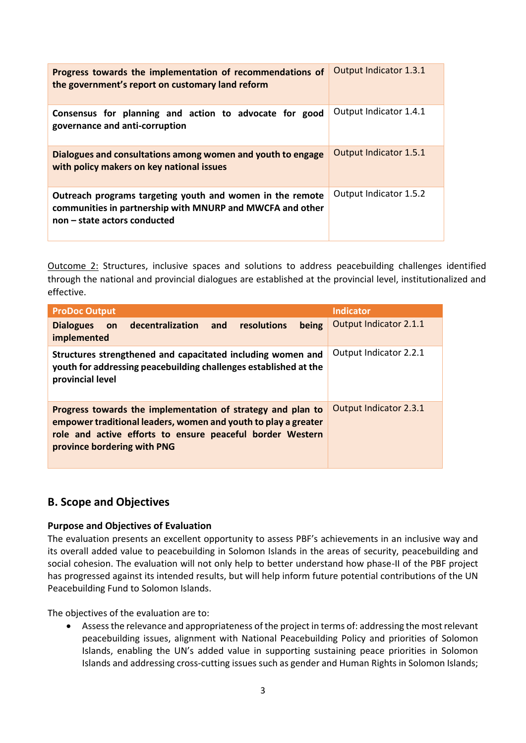| | |
|---|---|
| **Progress towards the implementation of recommendations of the government's report on customary land reform** | Output Indicator 1.3.1 |
| **Consensus for planning and action to advocate for good governance and anti-corruption** | Output Indicator 1.4.1 |
| **Dialogues and consultations among women and youth to engage with policy makers on key national issues** | Output Indicator 1.5.1 |
| **Outreach programs targeting youth and women in the remote communities in partnership with MNURP and MWCFA and other non – state actors conducted** | Output Indicator 1.5.2 |

Outcome 2: Structures, inclusive spaces and solutions to address peacebuilding challenges identified through the national and provincial dialogues are established at the provincial level, institutionalized and effective.

| ProDoc Output | Indicator |
|---|---|
| **Dialogues on decentralization and resolutions being implemented** | Output Indicator 2.1.1 |
| **Structures strengthened and capacitated including women and youth for addressing peacebuilding challenges established at the provincial level** | Output Indicator 2.2.1 |
| **Progress towards the implementation of strategy and plan to empower traditional leaders, women and youth to play a greater role and active efforts to ensure peaceful border Western province bordering with PNG** | Output Indicator 2.3.1 |

## B. Scope and Objectives

### Purpose and Objectives of Evaluation

The evaluation presents an excellent opportunity to assess PBF's achievements in an inclusive way and its overall added value to peacebuilding in Solomon Islands in the areas of security, peacebuilding and social cohesion. The evaluation will not only help to better understand how phase-II of the PBF project has progressed against its intended results, but will help inform future potential contributions of the UN Peacebuilding Fund to Solomon Islands.

The objectives of the evaluation are to:

- Assess the relevance and appropriateness of the project in terms of: addressing the most relevant peacebuilding issues, alignment with National Peacebuilding Policy and priorities of Solomon Islands, enabling the UN's added value in supporting sustaining peace priorities in Solomon Islands and addressing cross-cutting issues such as gender and Human Rights in Solomon Islands;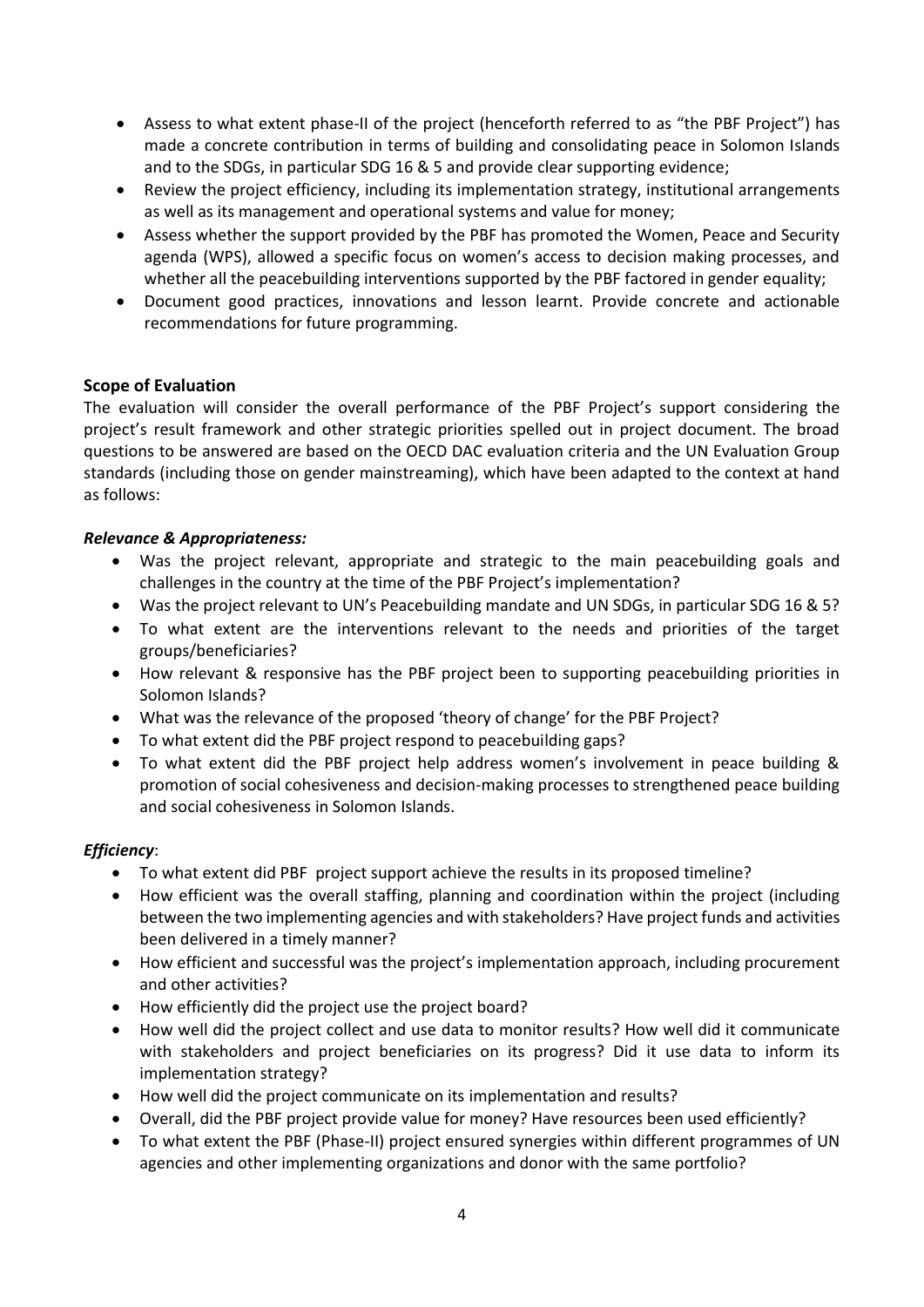- Assess to what extent phase-II of the project (henceforth referred to as "the PBF Project") has made a concrete contribution in terms of building and consolidating peace in Solomon Islands and to the SDGs, in particular SDG 16 & 5 and provide clear supporting evidence;
- Review the project efficiency, including its implementation strategy, institutional arrangements as well as its management and operational systems and value for money;
- Assess whether the support provided by the PBF has promoted the Women, Peace and Security agenda (WPS), allowed a specific focus on women's access to decision making processes, and whether all the peacebuilding interventions supported by the PBF factored in gender equality;
- Document good practices, innovations and lesson learnt. Provide concrete and actionable recommendations for future programming.

**Scope of Evaluation**

The evaluation will consider the overall performance of the PBF Project's support considering the project's result framework and other strategic priorities spelled out in project document. The broad questions to be answered are based on the OECD DAC evaluation criteria and the UN Evaluation Group standards (including those on gender mainstreaming), which have been adapted to the context at hand as follows:

***Relevance & Appropriateness:***

- Was the project relevant, appropriate and strategic to the main peacebuilding goals and challenges in the country at the time of the PBF Project's implementation?
- Was the project relevant to UN's Peacebuilding mandate and UN SDGs, in particular SDG 16 & 5?
- To what extent are the interventions relevant to the needs and priorities of the target groups/beneficiaries?
- How relevant & responsive has the PBF project been to supporting peacebuilding priorities in Solomon Islands?
- What was the relevance of the proposed 'theory of change' for the PBF Project?
- To what extent did the PBF project respond to peacebuilding gaps?
- To what extent did the PBF project help address women's involvement in peace building & promotion of social cohesiveness and decision-making processes to strengthened peace building and social cohesiveness in Solomon Islands.

***Efficiency***:

- To what extent did PBF project support achieve the results in its proposed timeline?
- How efficient was the overall staffing, planning and coordination within the project (including between the two implementing agencies and with stakeholders? Have project funds and activities been delivered in a timely manner?
- How efficient and successful was the project's implementation approach, including procurement and other activities?
- How efficiently did the project use the project board?
- How well did the project collect and use data to monitor results? How well did it communicate with stakeholders and project beneficiaries on its progress? Did it use data to inform its implementation strategy?
- How well did the project communicate on its implementation and results?
- Overall, did the PBF project provide value for money? Have resources been used efficiently?
- To what extent the PBF (Phase-II) project ensured synergies within different programmes of UN agencies and other implementing organizations and donor with the same portfolio?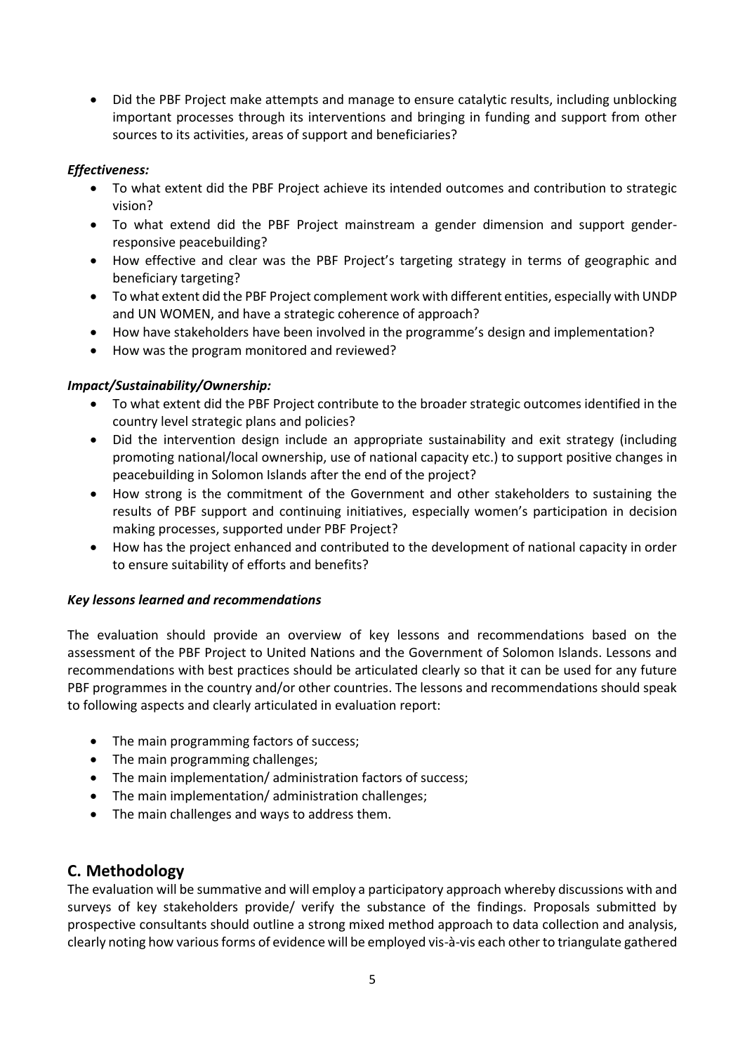- Did the PBF Project make attempts and manage to ensure catalytic results, including unblocking important processes through its interventions and bringing in funding and support from other sources to its activities, areas of support and beneficiaries?

***Effectiveness:***

- To what extent did the PBF Project achieve its intended outcomes and contribution to strategic vision?
- To what extend did the PBF Project mainstream a gender dimension and support gender-responsive peacebuilding?
- How effective and clear was the PBF Project's targeting strategy in terms of geographic and beneficiary targeting?
- To what extent did the PBF Project complement work with different entities, especially with UNDP and UN WOMEN, and have a strategic coherence of approach?
- How have stakeholders have been involved in the programme's design and implementation?
- How was the program monitored and reviewed?

***Impact/Sustainability/Ownership:***

- To what extent did the PBF Project contribute to the broader strategic outcomes identified in the country level strategic plans and policies?
- Did the intervention design include an appropriate sustainability and exit strategy (including promoting national/local ownership, use of national capacity etc.) to support positive changes in peacebuilding in Solomon Islands after the end of the project?
- How strong is the commitment of the Government and other stakeholders to sustaining the results of PBF support and continuing initiatives, especially women's participation in decision making processes, supported under PBF Project?
- How has the project enhanced and contributed to the development of national capacity in order to ensure suitability of efforts and benefits?

***Key lessons learned and recommendations***

The evaluation should provide an overview of key lessons and recommendations based on the assessment of the PBF Project to United Nations and the Government of Solomon Islands. Lessons and recommendations with best practices should be articulated clearly so that it can be used for any future PBF programmes in the country and/or other countries. The lessons and recommendations should speak to following aspects and clearly articulated in evaluation report:

- The main programming factors of success;
- The main programming challenges;
- The main implementation/ administration factors of success;
- The main implementation/ administration challenges;
- The main challenges and ways to address them.

## C. Methodology

The evaluation will be summative and will employ a participatory approach whereby discussions with and surveys of key stakeholders provide/ verify the substance of the findings. Proposals submitted by prospective consultants should outline a strong mixed method approach to data collection and analysis, clearly noting how various forms of evidence will be employed vis-à-vis each other to triangulate gathered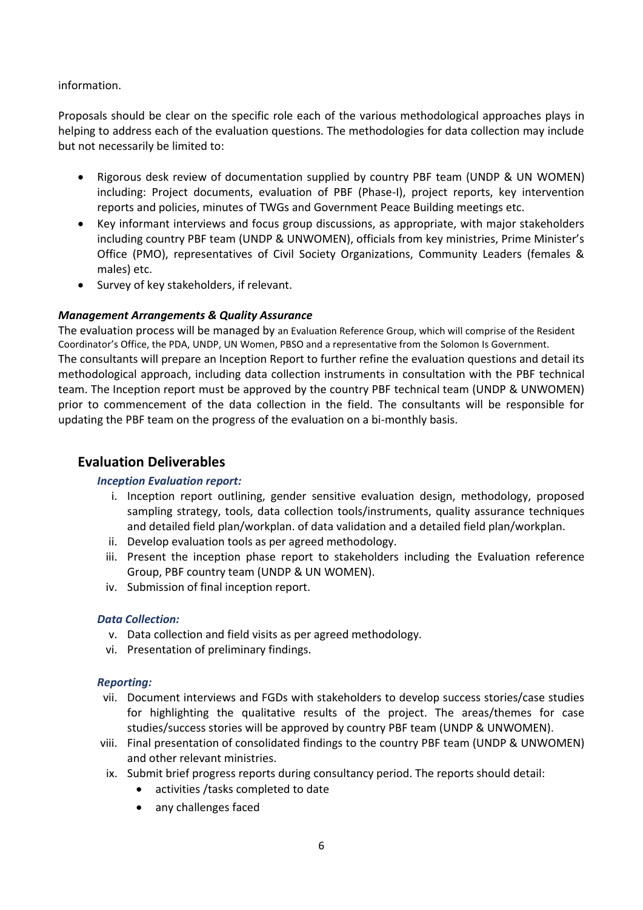information.

Proposals should be clear on the specific role each of the various methodological approaches plays in helping to address each of the evaluation questions. The methodologies for data collection may include but not necessarily be limited to:

- Rigorous desk review of documentation supplied by country PBF team (UNDP & UN WOMEN) including: Project documents, evaluation of PBF (Phase-I), project reports, key intervention reports and policies, minutes of TWGs and Government Peace Building meetings etc.
- Key informant interviews and focus group discussions, as appropriate, with major stakeholders including country PBF team (UNDP & UNWOMEN), officials from key ministries, Prime Minister's Office (PMO), representatives of Civil Society Organizations, Community Leaders (females & males) etc.
- Survey of key stakeholders, if relevant.

***Management Arrangements & Quality Assurance***

The evaluation process will be managed by an Evaluation Reference Group, which will comprise of the Resident Coordinator's Office, the PDA, UNDP, UN Women, PBSO and a representative from the Solomon Is Government.
The consultants will prepare an Inception Report to further refine the evaluation questions and detail its methodological approach, including data collection instruments in consultation with the PBF technical team. The Inception report must be approved by the country PBF technical team (UNDP & UNWOMEN) prior to commencement of the data collection in the field. The consultants will be responsible for updating the PBF team on the progress of the evaluation on a bi-monthly basis.

## Evaluation Deliverables

***Inception Evaluation report:***

i. Inception report outlining, gender sensitive evaluation design, methodology, proposed sampling strategy, tools, data collection tools/instruments, quality assurance techniques and detailed field plan/workplan. of data validation and a detailed field plan/workplan.
ii. Develop evaluation tools as per agreed methodology.
iii. Present the inception phase report to stakeholders including the Evaluation reference Group, PBF country team (UNDP & UN WOMEN).
iv. Submission of final inception report.

***Data Collection:***

v. Data collection and field visits as per agreed methodology.
vi. Presentation of preliminary findings.

***Reporting:***

vii. Document interviews and FGDs with stakeholders to develop success stories/case studies for highlighting the qualitative results of the project. The areas/themes for case studies/success stories will be approved by country PBF team (UNDP & UNWOMEN).
viii. Final presentation of consolidated findings to the country PBF team (UNDP & UNWOMEN) and other relevant ministries.
ix. Submit brief progress reports during consultancy period. The reports should detail:
    - activities /tasks completed to date
    - any challenges faced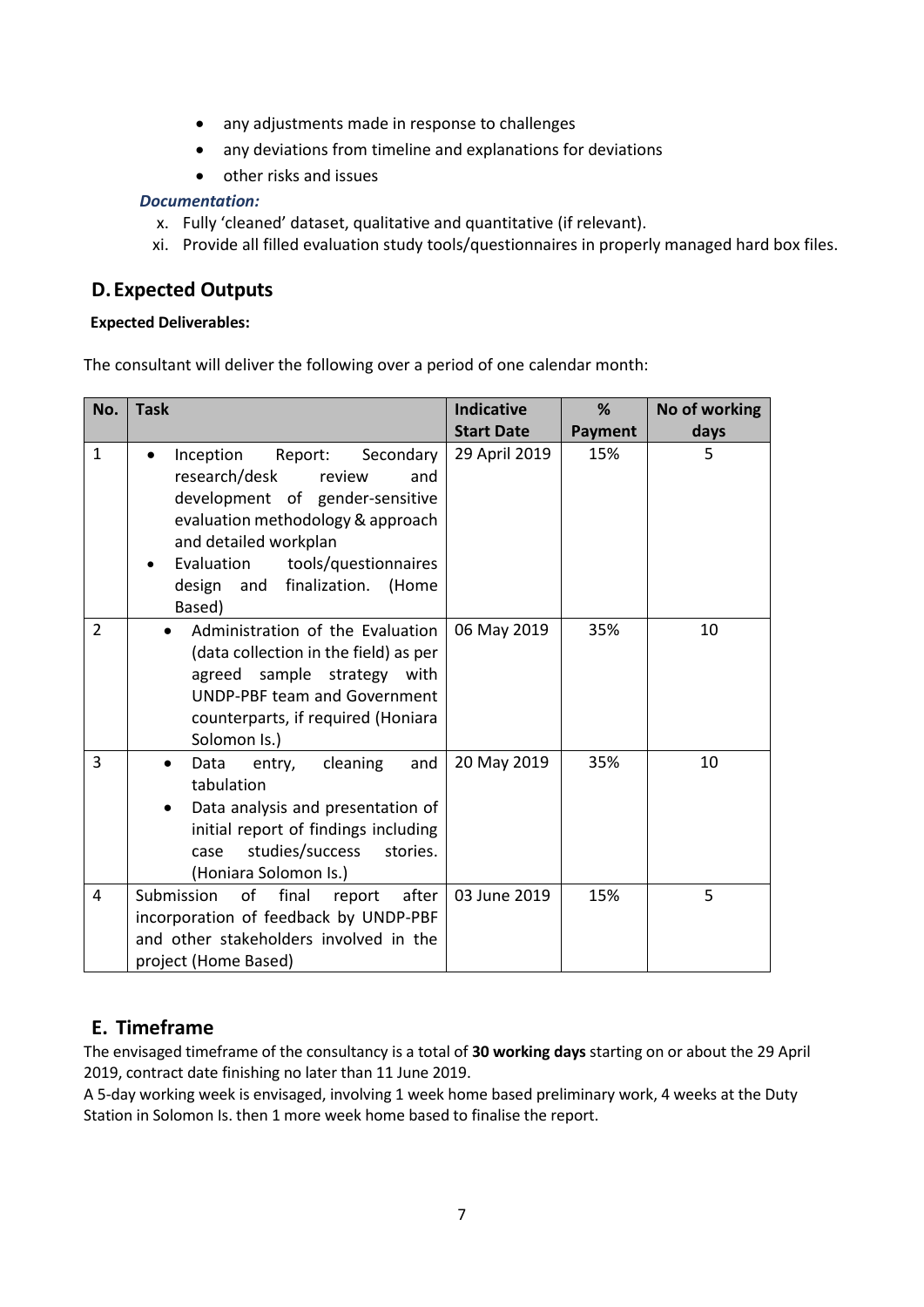- any adjustments made in response to challenges
- any deviations from timeline and explanations for deviations
- other risks and issues

***Documentation:***

x. Fully 'cleaned' dataset, qualitative and quantitative (if relevant).
xi. Provide all filled evaluation study tools/questionnaires in properly managed hard box files.

## D. Expected Outputs

**Expected Deliverables:**

The consultant will deliver the following over a period of one calendar month:

| No. | Task | Indicative Start Date | % Payment | No of working days |
|---|---|---|---|---|
| 1 | • Inception Report: Secondary research/desk review and development of gender-sensitive evaluation methodology & approach and detailed workplan<br>• Evaluation tools/questionnaires design and finalization. (Home Based) | 29 April 2019 | 15% | 5 |
| 2 | • Administration of the Evaluation (data collection in the field) as per agreed sample strategy with UNDP-PBF team and Government counterparts, if required (Honiara Solomon Is.) | 06 May 2019 | 35% | 10 |
| 3 | • Data entry, cleaning and tabulation<br>• Data analysis and presentation of initial report of findings including case studies/success stories. (Honiara Solomon Is.) | 20 May 2019 | 35% | 10 |
| 4 | Submission of final report after incorporation of feedback by UNDP-PBF and other stakeholders involved in the project (Home Based) | 03 June 2019 | 15% | 5 |

## E. Timeframe

The envisaged timeframe of the consultancy is a total of **30 working days** starting on or about the 29 April 2019, contract date finishing no later than 11 June 2019.

A 5-day working week is envisaged, involving 1 week home based preliminary work, 4 weeks at the Duty Station in Solomon Is. then 1 more week home based to finalise the report.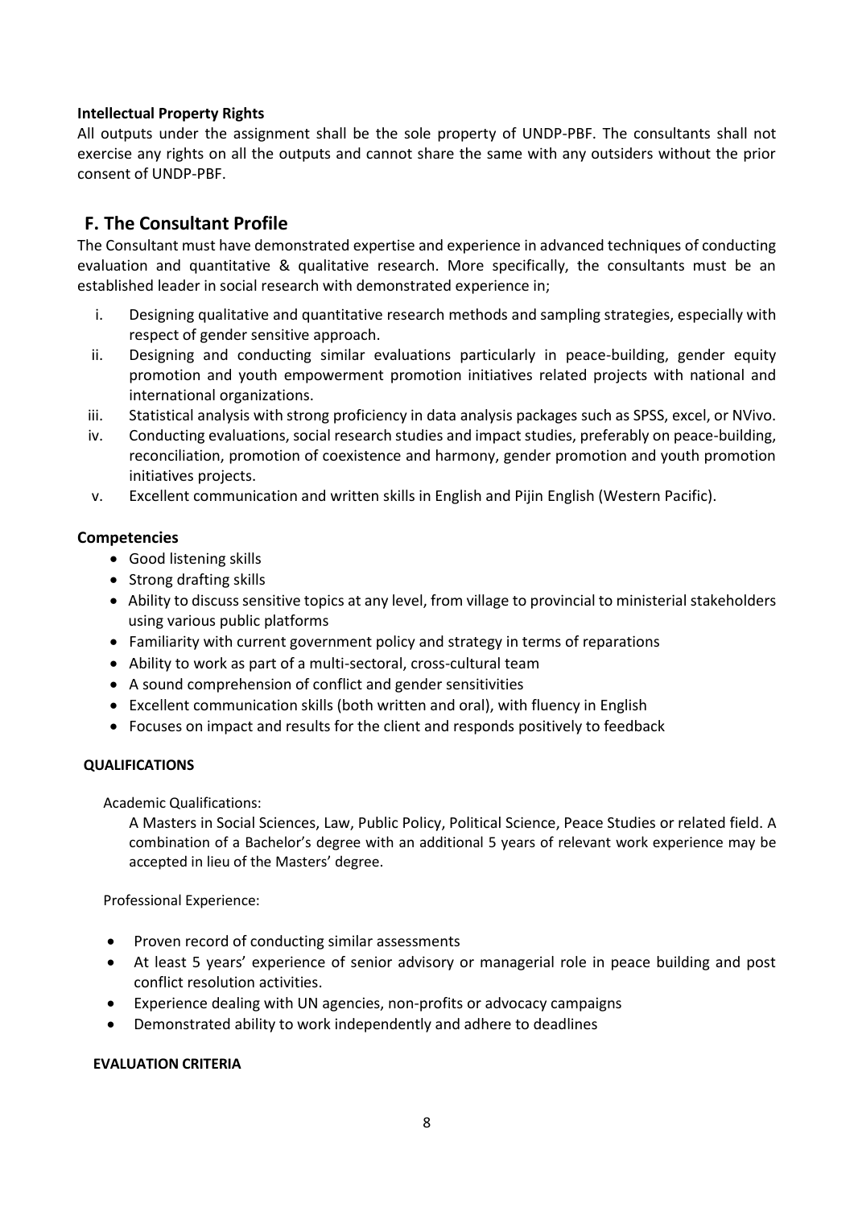**Intellectual Property Rights**

All outputs under the assignment shall be the sole property of UNDP-PBF. The consultants shall not exercise any rights on all the outputs and cannot share the same with any outsiders without the prior consent of UNDP-PBF.

## F. The Consultant Profile

The Consultant must have demonstrated expertise and experience in advanced techniques of conducting evaluation and quantitative & qualitative research. More specifically, the consultants must be an established leader in social research with demonstrated experience in;

i. Designing qualitative and quantitative research methods and sampling strategies, especially with respect of gender sensitive approach.
ii. Designing and conducting similar evaluations particularly in peace-building, gender equity promotion and youth empowerment promotion initiatives related projects with national and international organizations.
iii. Statistical analysis with strong proficiency in data analysis packages such as SPSS, excel, or NVivo.
iv. Conducting evaluations, social research studies and impact studies, preferably on peace-building, reconciliation, promotion of coexistence and harmony, gender promotion and youth promotion initiatives projects.
v. Excellent communication and written skills in English and Pijin English (Western Pacific).

### Competencies

- Good listening skills
- Strong drafting skills
- Ability to discuss sensitive topics at any level, from village to provincial to ministerial stakeholders using various public platforms
- Familiarity with current government policy and strategy in terms of reparations
- Ability to work as part of a multi-sectoral, cross-cultural team
- A sound comprehension of conflict and gender sensitivities
- Excellent communication skills (both written and oral), with fluency in English
- Focuses on impact and results for the client and responds positively to feedback

**QUALIFICATIONS**

Academic Qualifications:

A Masters in Social Sciences, Law, Public Policy, Political Science, Peace Studies or related field. A combination of a Bachelor's degree with an additional 5 years of relevant work experience may be accepted in lieu of the Masters' degree.

Professional Experience:

- Proven record of conducting similar assessments
- At least 5 years' experience of senior advisory or managerial role in peace building and post conflict resolution activities.
- Experience dealing with UN agencies, non-profits or advocacy campaigns
- Demonstrated ability to work independently and adhere to deadlines

**EVALUATION CRITERIA**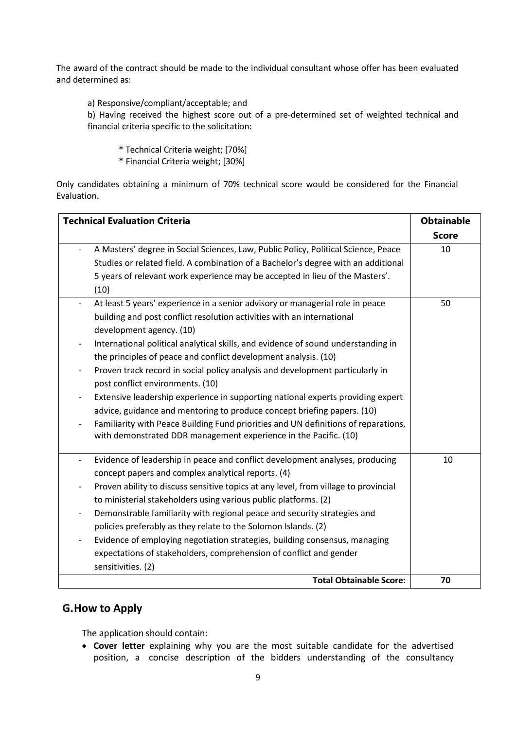The award of the contract should be made to the individual consultant whose offer has been evaluated and determined as:

a) Responsive/compliant/acceptable; and

b) Having received the highest score out of a pre-determined set of weighted technical and financial criteria specific to the solicitation:

* Technical Criteria weight; [70%]
* Financial Criteria weight; [30%]

Only candidates obtaining a minimum of 70% technical score would be considered for the Financial Evaluation.

| Technical Evaluation Criteria | Obtainable Score |
|---|---|
| - A Masters' degree in Social Sciences, Law, Public Policy, Political Science, Peace Studies or related field. A combination of a Bachelor's degree with an additional 5 years of relevant work experience may be accepted in lieu of the Masters'. (10) | 10 |
| - At least 5 years' experience in a senior advisory or managerial role in peace building and post conflict resolution activities with an international development agency. (10)<br>- International political analytical skills, and evidence of sound understanding in the principles of peace and conflict development analysis. (10)<br>- Proven track record in social policy analysis and development particularly in post conflict environments. (10)<br>- Extensive leadership experience in supporting national experts providing expert advice, guidance and mentoring to produce concept briefing papers. (10)<br>- Familiarity with Peace Building Fund priorities and UN definitions of reparations, with demonstrated DDR management experience in the Pacific. (10) | 50 |
| - Evidence of leadership in peace and conflict development analyses, producing concept papers and complex analytical reports. (4)<br>- Proven ability to discuss sensitive topics at any level, from village to provincial to ministerial stakeholders using various public platforms. (2)<br>- Demonstrable familiarity with regional peace and security strategies and policies preferably as they relate to the Solomon Islands. (2)<br>- Evidence of employing negotiation strategies, building consensus, managing expectations of stakeholders, comprehension of conflict and gender sensitivities. (2) | 10 |
| **Total Obtainable Score:** | **70** |

## G. How to Apply

The application should contain:

- **Cover letter** explaining why you are the most suitable candidate for the advertised position, a concise description of the bidders understanding of the consultancy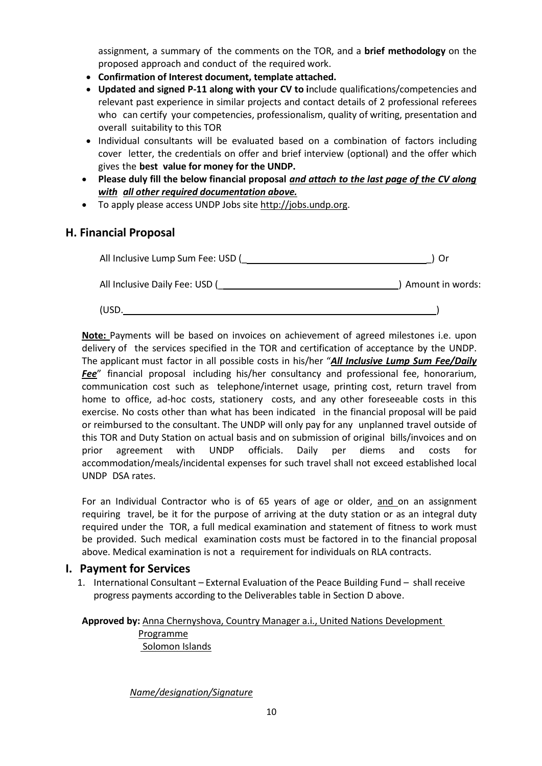assignment, a summary of the comments on the TOR, and a **brief methodology** on the proposed approach and conduct of the required work.

- **Confirmation of Interest document, template attached.**
- **Updated and signed P-11 along with your CV to i**nclude qualifications/competencies and relevant past experience in similar projects and contact details of 2 professional referees who can certify your competencies, professionalism, quality of writing, presentation and overall suitability to this TOR
- Individual consultants will be evaluated based on a combination of factors including cover letter, the credentials on offer and brief interview (optional) and the offer which gives the **best value for money for the UNDP.**
- **Please duly fill the below financial proposal *and attach to the last page of the CV along with all other required documentation above.***
- To apply please access UNDP Jobs site http://jobs.undp.org.

## H. Financial Proposal

All Inclusive Lump Sum Fee: USD (\_\_\_\_\_\_\_\_\_\_\_\_\_\_\_\_\_\_\_\_\_\_\_\_\_\_\_\_\_\_\_\_\_\_) Or

All Inclusive Daily Fee: USD (\_\_\_\_\_\_\_\_\_\_\_\_\_\_\_\_\_\_\_\_\_\_\_\_\_\_\_\_\_\_\_\_\_\_) Amount in words:

(USD.\_\_\_\_\_\_\_\_\_\_\_\_\_\_\_\_\_\_\_\_\_\_\_\_\_\_\_\_\_\_\_\_\_\_\_\_\_\_\_\_\_\_\_\_\_\_\_\_\_\_\_\_\_\_)

**Note:** Payments will be based on invoices on achievement of agreed milestones i.e. upon delivery of the services specified in the TOR and certification of acceptance by the UNDP. The applicant must factor in all possible costs in his/her "***All Inclusive Lump Sum Fee/Daily Fee***" financial proposal including his/her consultancy and professional fee, honorarium, communication cost such as telephone/internet usage, printing cost, return travel from home to office, ad-hoc costs, stationery costs, and any other foreseeable costs in this exercise. No costs other than what has been indicated in the financial proposal will be paid or reimbursed to the consultant. The UNDP will only pay for any unplanned travel outside of this TOR and Duty Station on actual basis and on submission of original bills/invoices and on prior agreement with UNDP officials. Daily per diems and costs for accommodation/meals/incidental expenses for such travel shall not exceed established local UNDP DSA rates.

For an Individual Contractor who is of 65 years of age or older, and on an assignment requiring travel, be it for the purpose of arriving at the duty station or as an integral duty required under the TOR, a full medical examination and statement of fitness to work must be provided. Such medical examination costs must be factored in to the financial proposal above. Medical examination is not a requirement for individuals on RLA contracts.

## I. Payment for Services

1. International Consultant – External Evaluation of the Peace Building Fund – shall receive progress payments according to the Deliverables table in Section D above.

**Approved by:** Anna Chernyshova, Country Manager a.i., United Nations Development Programme Solomon Islands

*Name/designation/Signature*